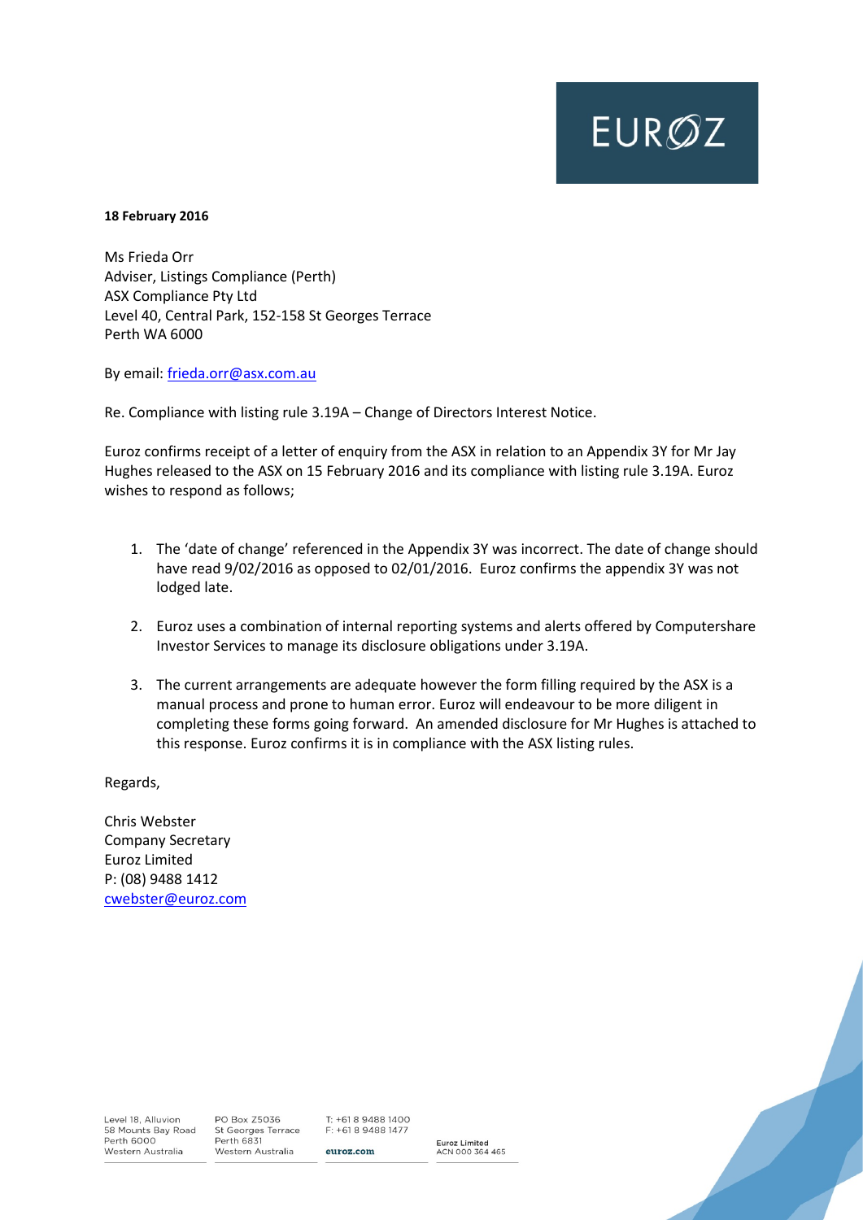EUROZ

**18 February 2016**

Ms Frieda Orr
Adviser, Listings Compliance (Perth)
ASX Compliance Pty Ltd
Level 40, Central Park, 152-158 St Georges Terrace
Perth WA 6000

By email: frieda.orr@asx.com.au

Re. Compliance with listing rule 3.19A – Change of Directors Interest Notice.

Euroz confirms receipt of a letter of enquiry from the ASX in relation to an Appendix 3Y for Mr Jay Hughes released to the ASX on 15 February 2016 and its compliance with listing rule 3.19A. Euroz wishes to respond as follows;

1. The 'date of change' referenced in the Appendix 3Y was incorrect. The date of change should have read 9/02/2016 as opposed to 02/01/2016. Euroz confirms the appendix 3Y was not lodged late.

2. Euroz uses a combination of internal reporting systems and alerts offered by Computershare Investor Services to manage its disclosure obligations under 3.19A.

3. The current arrangements are adequate however the form filling required by the ASX is a manual process and prone to human error. Euroz will endeavour to be more diligent in completing these forms going forward. An amended disclosure for Mr Hughes is attached to this response. Euroz confirms it is in compliance with the ASX listing rules.

Regards,

Chris Webster
Company Secretary
Euroz Limited
P: (08) 9488 1412
cwebster@euroz.com

Level 18, Alluvion
58 Mounts Bay Road
Perth 6000
Western Australia

PO Box Z5036
St Georges Terrace
Perth 6831
Western Australia

T: +61 8 9488 1400
F: +61 8 9488 1477
euroz.com

Euroz Limited
ACN 000 364 465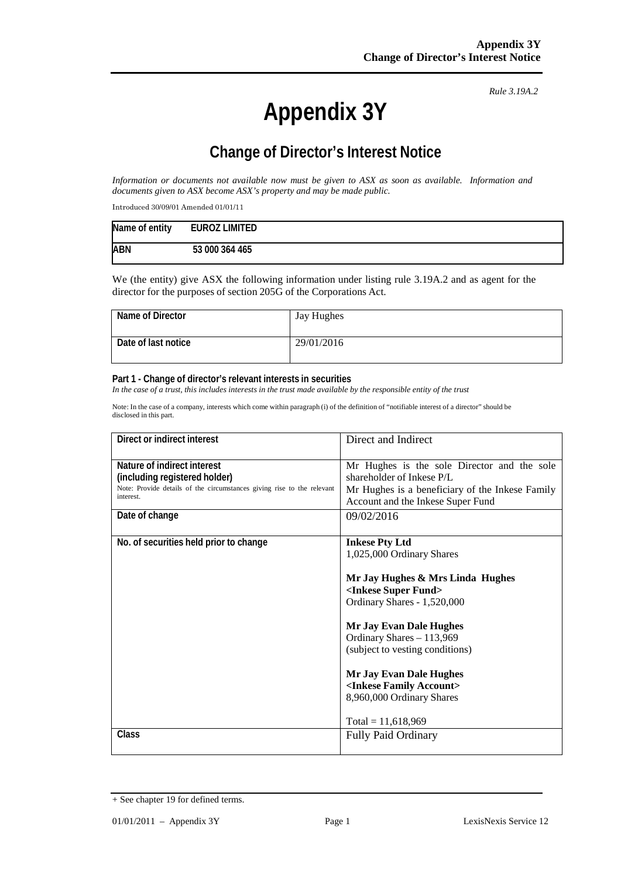*Rule 3.19A.2*

# Appendix 3Y

## Change of Director's Interest Notice

*Information or documents not available now must be given to ASX as soon as available. Information and documents given to ASX become ASX's property and may be made public.*

Introduced 30/09/01 Amended 01/01/11

| Name of entity | EUROZ LIMITED |
|---|---|
| ABN | 53 000 364 465 |

We (the entity) give ASX the following information under listing rule 3.19A.2 and as agent for the director for the purposes of section 205G of the Corporations Act.

| Name of Director | Jay Hughes |
|---|---|
| Date of last notice | 29/01/2016 |

**Part 1 - Change of director's relevant interests in securities**

*In the case of a trust, this includes interests in the trust made available by the responsible entity of the trust*

Note: In the case of a company, interests which come within paragraph (i) of the definition of "notifiable interest of a director" should be disclosed in this part.

| Direct or indirect interest | Direct and Indirect |
|---|---|
| **Nature of indirect interest (including registered holder)**<br>Note: Provide details of the circumstances giving rise to the relevant interest. | Mr Hughes is the sole Director and the sole shareholder of Inkese P/L<br>Mr Hughes is a beneficiary of the Inkese Family Account and the Inkese Super Fund |
| **Date of change** | 09/02/2016 |
| **No. of securities held prior to change** | **Inkese Pty Ltd**<br>1,025,000 Ordinary Shares<br><br>**Mr Jay Hughes & Mrs Linda Hughes <Inkese Super Fund>**<br>Ordinary Shares - 1,520,000<br><br>**Mr Jay Evan Dale Hughes**<br>Ordinary Shares – 113,969<br>(subject to vesting conditions)<br><br>**Mr Jay Evan Dale Hughes <Inkese Family Account>**<br>8,960,000 Ordinary Shares<br><br>Total = 11,618,969 |
| **Class** | Fully Paid Ordinary |

+ See chapter 19 for defined terms.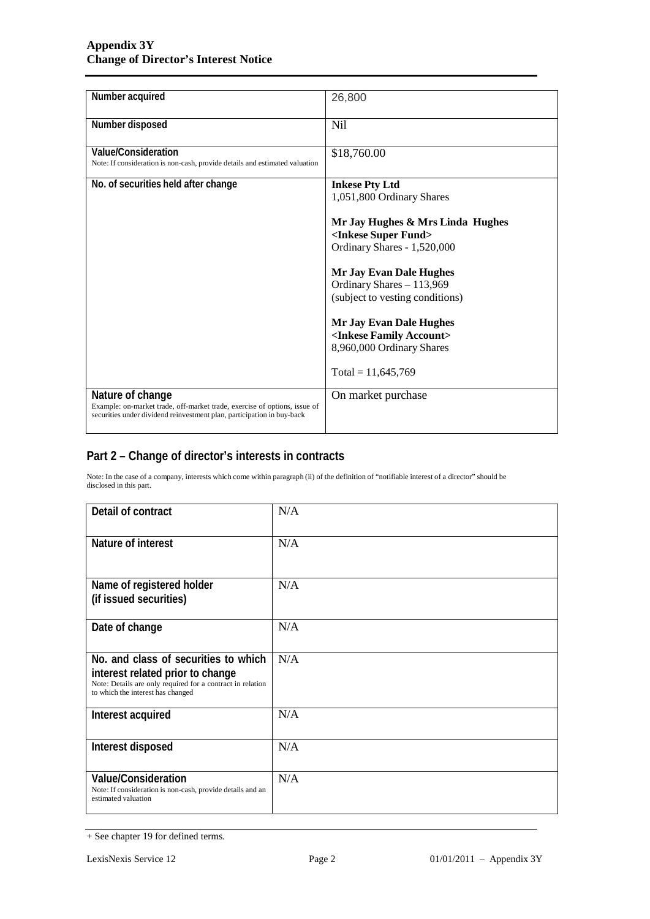| | |
|---|---|
| **Number acquired** | 26,800 |
| **Number disposed** | Nil |
| **Value/Consideration**<br>Note: If consideration is non-cash, provide details and estimated valuation | $18,760.00 |
| **No. of securities held after change** | **Inkese Pty Ltd**<br>1,051,800 Ordinary Shares<br><br>**Mr Jay Hughes & Mrs Linda Hughes**<br>**<Inkese Super Fund>**<br>Ordinary Shares - 1,520,000<br><br>**Mr Jay Evan Dale Hughes**<br>Ordinary Shares – 113,969<br>(subject to vesting conditions)<br><br>**Mr Jay Evan Dale Hughes**<br>**<Inkese Family Account>**<br>8,960,000 Ordinary Shares<br><br>Total = 11,645,769 |
| **Nature of change**<br>Example: on-market trade, off-market trade, exercise of options, issue of securities under dividend reinvestment plan, participation in buy-back | On market purchase |

## Part 2 – Change of director's interests in contracts

Note: In the case of a company, interests which come within paragraph (ii) of the definition of "notifiable interest of a director" should be disclosed in this part.

| | |
|---|---|
| **Detail of contract** | N/A |
| **Nature of interest** | N/A |
| **Name of registered holder (if issued securities)** | N/A |
| **Date of change** | N/A |
| **No. and class of securities to which interest related prior to change**<br>Note: Details are only required for a contract in relation to which the interest has changed | N/A |
| **Interest acquired** | N/A |
| **Interest disposed** | N/A |
| **Value/Consideration**<br>Note: If consideration is non-cash, provide details and an estimated valuation | N/A |

+ See chapter 19 for defined terms.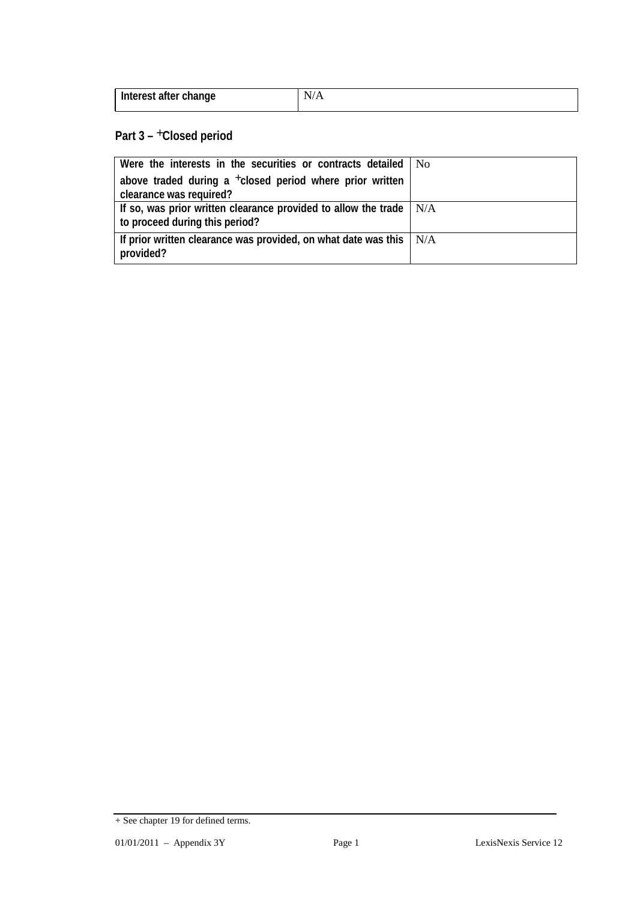| Interest after change | N/A |
|---|---|

## Part 3 – +Closed period

| Were the interests in the securities or contracts detailed above traded during a +closed period where prior written clearance was required? | No |
|---|---|
| If so, was prior written clearance provided to allow the trade to proceed during this period? | N/A |
| If prior written clearance was provided, on what date was this provided? | N/A |

+ See chapter 19 for defined terms.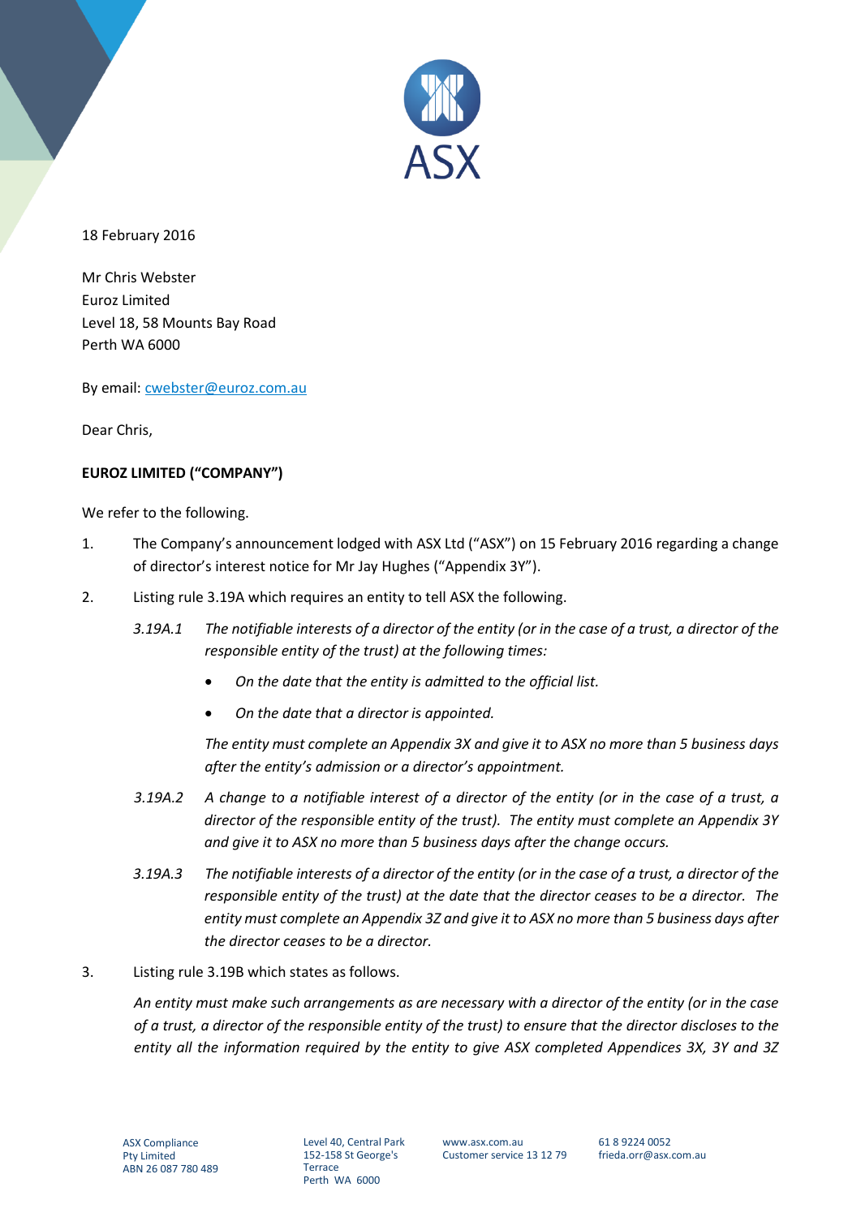18 February 2016

Mr Chris Webster
Euroz Limited
Level 18, 58 Mounts Bay Road
Perth WA 6000

By email: cwebster@euroz.com.au

Dear Chris,

**EUROZ LIMITED ("COMPANY")**

We refer to the following.

1. The Company's announcement lodged with ASX Ltd ("ASX") on 15 February 2016 regarding a change of director's interest notice for Mr Jay Hughes ("Appendix 3Y").

2. Listing rule 3.19A which requires an entity to tell ASX the following.

   *3.19A.1 The notifiable interests of a director of the entity (or in the case of a trust, a director of the responsible entity of the trust) at the following times:*

   - *On the date that the entity is admitted to the official list.*
   - *On the date that a director is appointed.*

   *The entity must complete an Appendix 3X and give it to ASX no more than 5 business days after the entity's admission or a director's appointment.*

   *3.19A.2 A change to a notifiable interest of a director of the entity (or in the case of a trust, a director of the responsible entity of the trust). The entity must complete an Appendix 3Y and give it to ASX no more than 5 business days after the change occurs.*

   *3.19A.3 The notifiable interests of a director of the entity (or in the case of a trust, a director of the responsible entity of the trust) at the date that the director ceases to be a director. The entity must complete an Appendix 3Z and give it to ASX no more than 5 business days after the director ceases to be a director.*

3. Listing rule 3.19B which states as follows.

   *An entity must make such arrangements as are necessary with a director of the entity (or in the case of a trust, a director of the responsible entity of the trust) to ensure that the director discloses to the entity all the information required by the entity to give ASX completed Appendices 3X, 3Y and 3Z*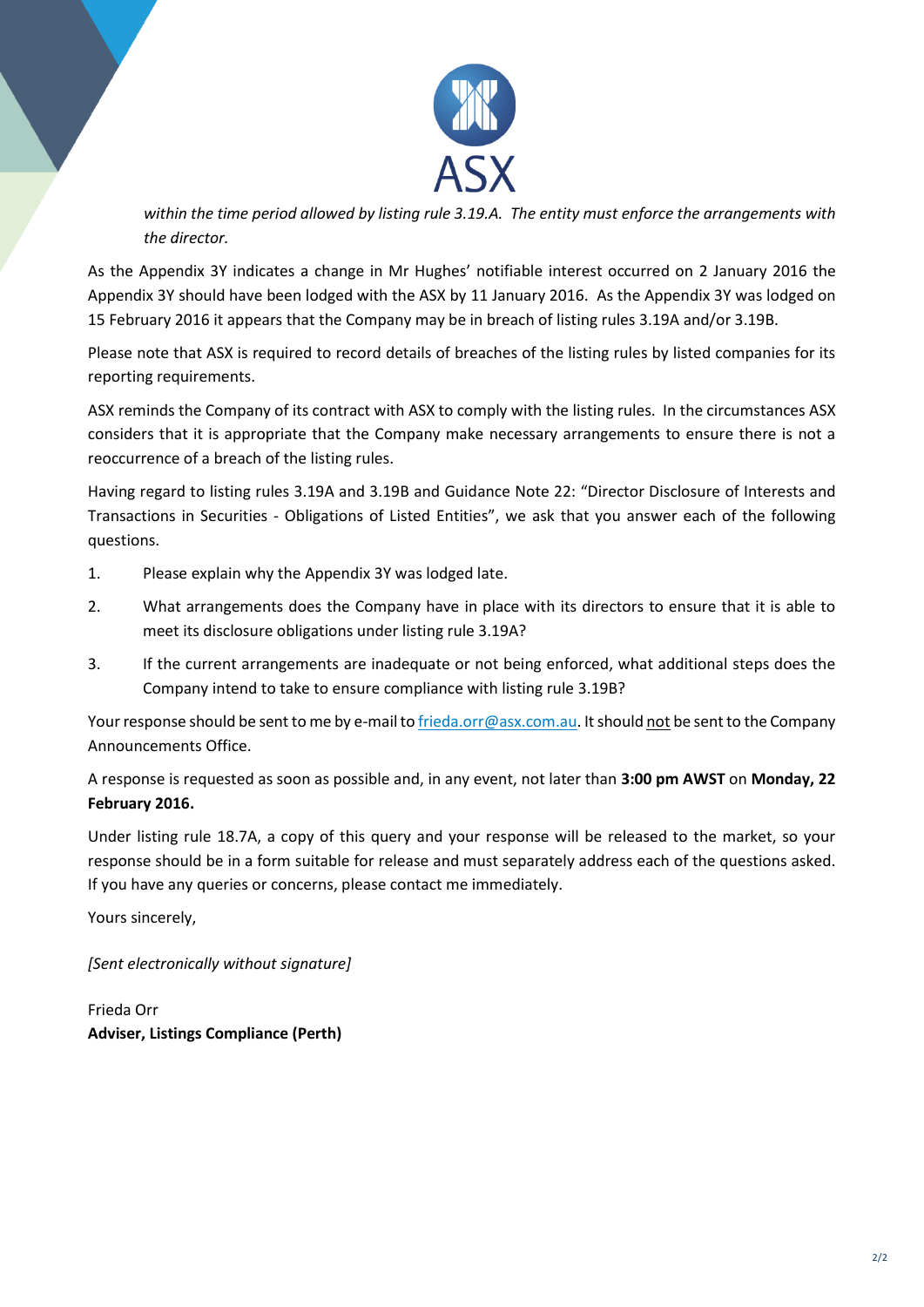*within the time period allowed by listing rule 3.19.A. The entity must enforce the arrangements with the director.*

As the Appendix 3Y indicates a change in Mr Hughes' notifiable interest occurred on 2 January 2016 the Appendix 3Y should have been lodged with the ASX by 11 January 2016. As the Appendix 3Y was lodged on 15 February 2016 it appears that the Company may be in breach of listing rules 3.19A and/or 3.19B.

Please note that ASX is required to record details of breaches of the listing rules by listed companies for its reporting requirements.

ASX reminds the Company of its contract with ASX to comply with the listing rules. In the circumstances ASX considers that it is appropriate that the Company make necessary arrangements to ensure there is not a reoccurrence of a breach of the listing rules.

Having regard to listing rules 3.19A and 3.19B and Guidance Note 22: "Director Disclosure of Interests and Transactions in Securities - Obligations of Listed Entities", we ask that you answer each of the following questions.

1. Please explain why the Appendix 3Y was lodged late.
2. What arrangements does the Company have in place with its directors to ensure that it is able to meet its disclosure obligations under listing rule 3.19A?
3. If the current arrangements are inadequate or not being enforced, what additional steps does the Company intend to take to ensure compliance with listing rule 3.19B?

Your response should be sent to me by e-mail to frieda.orr@asx.com.au. It should not be sent to the Company Announcements Office.

A response is requested as soon as possible and, in any event, not later than **3:00 pm AWST** on **Monday, 22 February 2016.**

Under listing rule 18.7A, a copy of this query and your response will be released to the market, so your response should be in a form suitable for release and must separately address each of the questions asked. If you have any queries or concerns, please contact me immediately.

Yours sincerely,

*[Sent electronically without signature]*

Frieda Orr
**Adviser, Listings Compliance (Perth)**